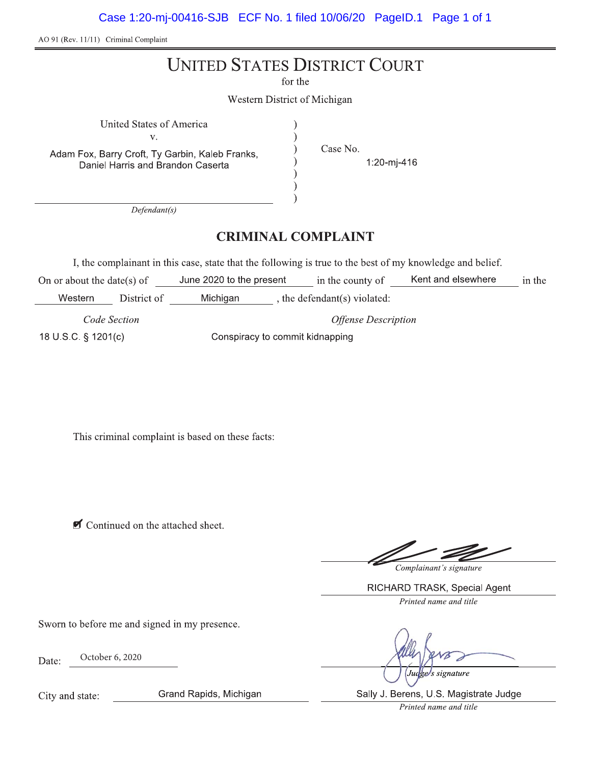AO 91 (Rev. 11/11) Criminal Complaint

# UNITED STATES DISTRICT COURT

for the

Western District of Michigan

United States of America
v.
Adam Fox, Barry Croft, Ty Garbin, Kaleb Franks, Daniel Harris and Brandon Caserta

*Defendant(s)*

Case No. 1:20-mj-416

## CRIMINAL COMPLAINT

I, the complainant in this case, state that the following is true to the best of my knowledge and belief.

On or about the date(s) of June 2020 to the present in the county of Kent and elsewhere in the Western District of Michigan, the defendant(s) violated:

| *Code Section* | *Offense Description* |
|---|---|
| 18 U.S.C. § 1201(c) | Conspiracy to commit kidnapping |

This criminal complaint is based on these facts:

☑ Continued on the attached sheet.

*Complainant's signature*

RICHARD TRASK, Special Agent
*Printed name and title*

Sworn to before me and signed in my presence.

Date: October 6, 2020

*Judge's signature*

City and state: Grand Rapids, Michigan

Sally J. Berens, U.S. Magistrate Judge
*Printed name and title*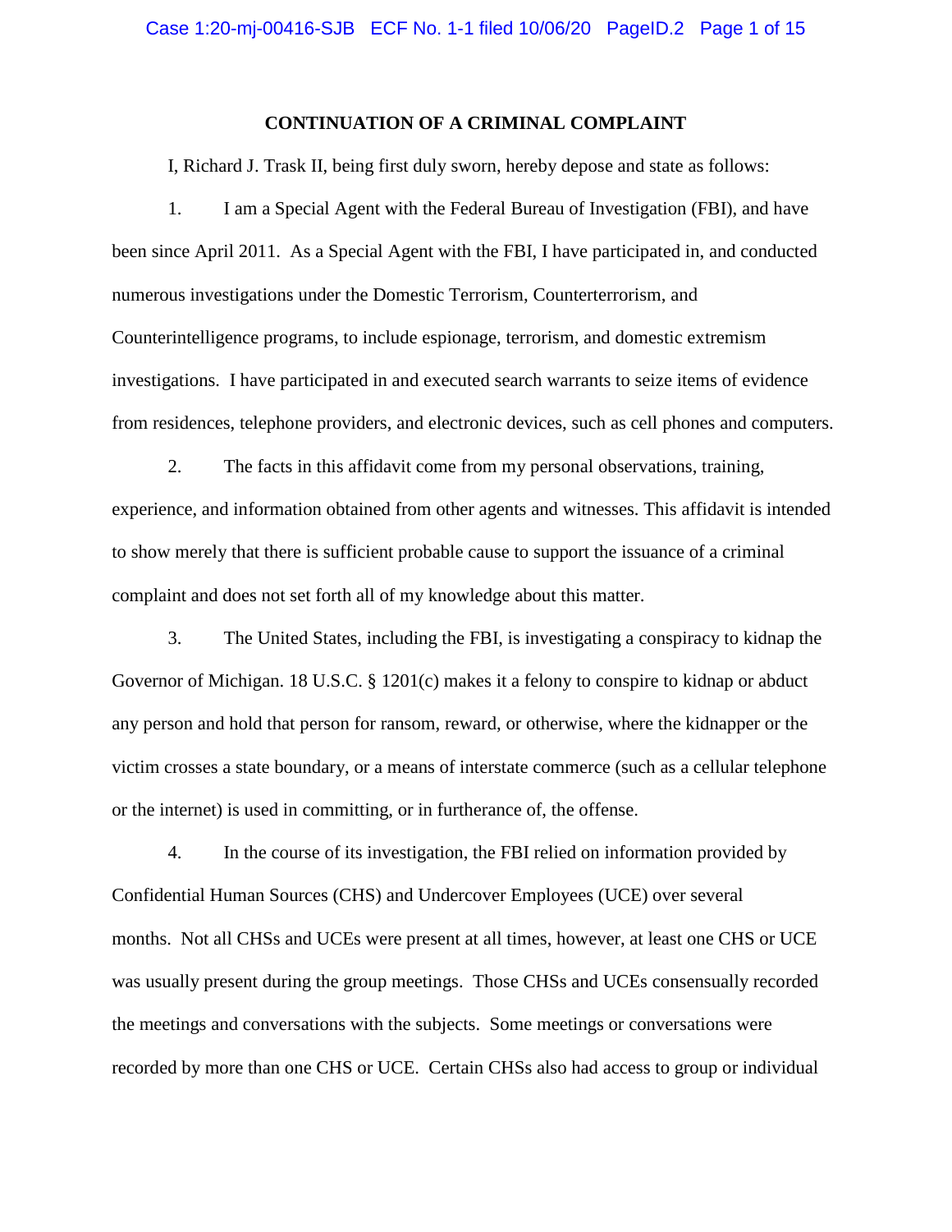## CONTINUATION OF A CRIMINAL COMPLAINT

I, Richard J. Trask II, being first duly sworn, hereby depose and state as follows:

1. I am a Special Agent with the Federal Bureau of Investigation (FBI), and have been since April 2011. As a Special Agent with the FBI, I have participated in, and conducted numerous investigations under the Domestic Terrorism, Counterterrorism, and Counterintelligence programs, to include espionage, terrorism, and domestic extremism investigations. I have participated in and executed search warrants to seize items of evidence from residences, telephone providers, and electronic devices, such as cell phones and computers.

2. The facts in this affidavit come from my personal observations, training, experience, and information obtained from other agents and witnesses. This affidavit is intended to show merely that there is sufficient probable cause to support the issuance of a criminal complaint and does not set forth all of my knowledge about this matter.

3. The United States, including the FBI, is investigating a conspiracy to kidnap the Governor of Michigan. 18 U.S.C. § 1201(c) makes it a felony to conspire to kidnap or abduct any person and hold that person for ransom, reward, or otherwise, where the kidnapper or the victim crosses a state boundary, or a means of interstate commerce (such as a cellular telephone or the internet) is used in committing, or in furtherance of, the offense.

4. In the course of its investigation, the FBI relied on information provided by Confidential Human Sources (CHS) and Undercover Employees (UCE) over several months. Not all CHSs and UCEs were present at all times, however, at least one CHS or UCE was usually present during the group meetings. Those CHSs and UCEs consensually recorded the meetings and conversations with the subjects. Some meetings or conversations were recorded by more than one CHS or UCE. Certain CHSs also had access to group or individual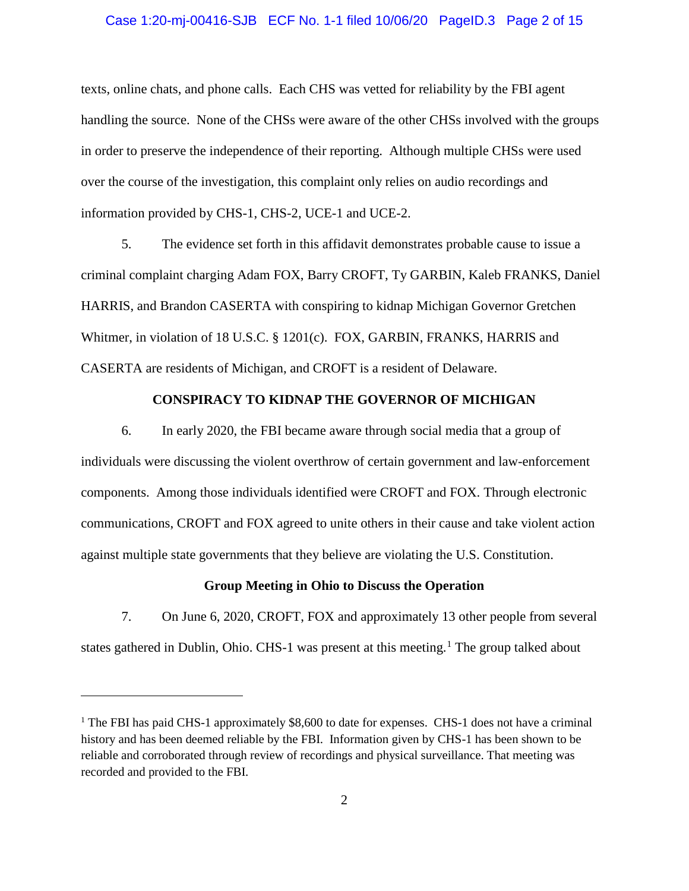texts, online chats, and phone calls. Each CHS was vetted for reliability by the FBI agent handling the source. None of the CHSs were aware of the other CHSs involved with the groups in order to preserve the independence of their reporting. Although multiple CHSs were used over the course of the investigation, this complaint only relies on audio recordings and information provided by CHS-1, CHS-2, UCE-1 and UCE-2.

5. The evidence set forth in this affidavit demonstrates probable cause to issue a criminal complaint charging Adam FOX, Barry CROFT, Ty GARBIN, Kaleb FRANKS, Daniel HARRIS, and Brandon CASERTA with conspiring to kidnap Michigan Governor Gretchen Whitmer, in violation of 18 U.S.C. § 1201(c). FOX, GARBIN, FRANKS, HARRIS and CASERTA are residents of Michigan, and CROFT is a resident of Delaware.

## CONSPIRACY TO KIDNAP THE GOVERNOR OF MICHIGAN

6. In early 2020, the FBI became aware through social media that a group of individuals were discussing the violent overthrow of certain government and law-enforcement components. Among those individuals identified were CROFT and FOX. Through electronic communications, CROFT and FOX agreed to unite others in their cause and take violent action against multiple state governments that they believe are violating the U.S. Constitution.

### Group Meeting in Ohio to Discuss the Operation

7. On June 6, 2020, CROFT, FOX and approximately 13 other people from several states gathered in Dublin, Ohio. CHS-1 was present at this meeting.[1] The group talked about

---

[1] The FBI has paid CHS-1 approximately $8,600 to date for expenses. CHS-1 does not have a criminal history and has been deemed reliable by the FBI. Information given by CHS-1 has been shown to be reliable and corroborated through review of recordings and physical surveillance. That meeting was recorded and provided to the FBI.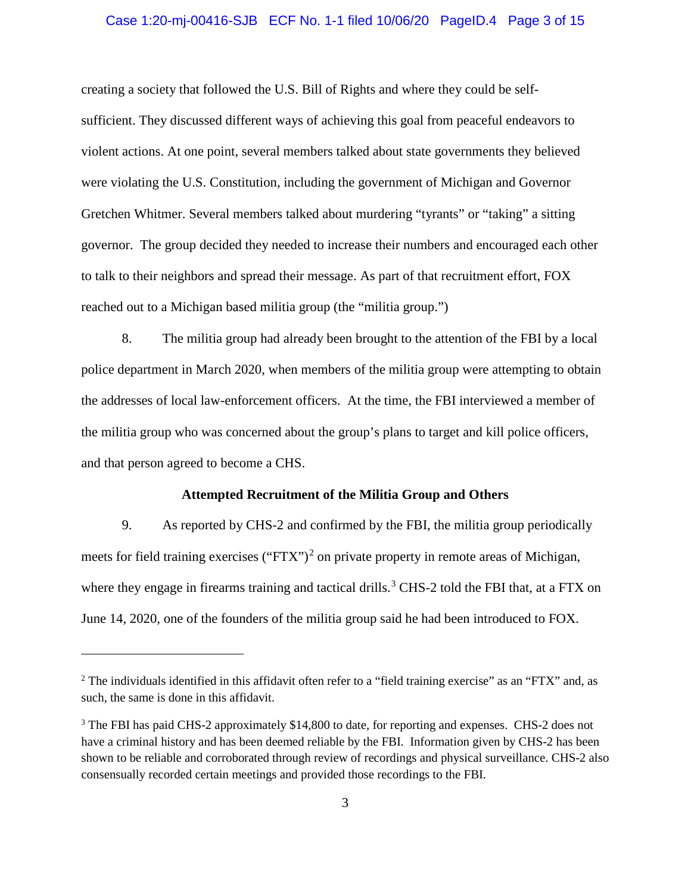creating a society that followed the U.S. Bill of Rights and where they could be self-sufficient. They discussed different ways of achieving this goal from peaceful endeavors to violent actions. At one point, several members talked about state governments they believed were violating the U.S. Constitution, including the government of Michigan and Governor Gretchen Whitmer. Several members talked about murdering "tyrants" or "taking" a sitting governor. The group decided they needed to increase their numbers and encouraged each other to talk to their neighbors and spread their message. As part of that recruitment effort, FOX reached out to a Michigan based militia group (the "militia group.")

8. The militia group had already been brought to the attention of the FBI by a local police department in March 2020, when members of the militia group were attempting to obtain the addresses of local law-enforcement officers. At the time, the FBI interviewed a member of the militia group who was concerned about the group's plans to target and kill police officers, and that person agreed to become a CHS.

**Attempted Recruitment of the Militia Group and Others**

9. As reported by CHS-2 and confirmed by the FBI, the militia group periodically meets for field training exercises ("FTX")[2] on private property in remote areas of Michigan, where they engage in firearms training and tactical drills.[3] CHS-2 told the FBI that, at a FTX on June 14, 2020, one of the founders of the militia group said he had been introduced to FOX.

---

[2] The individuals identified in this affidavit often refer to a "field training exercise" as an "FTX" and, as such, the same is done in this affidavit.

[3] The FBI has paid CHS-2 approximately $14,800 to date, for reporting and expenses. CHS-2 does not have a criminal history and has been deemed reliable by the FBI. Information given by CHS-2 has been shown to be reliable and corroborated through review of recordings and physical surveillance. CHS-2 also consensually recorded certain meetings and provided those recordings to the FBI.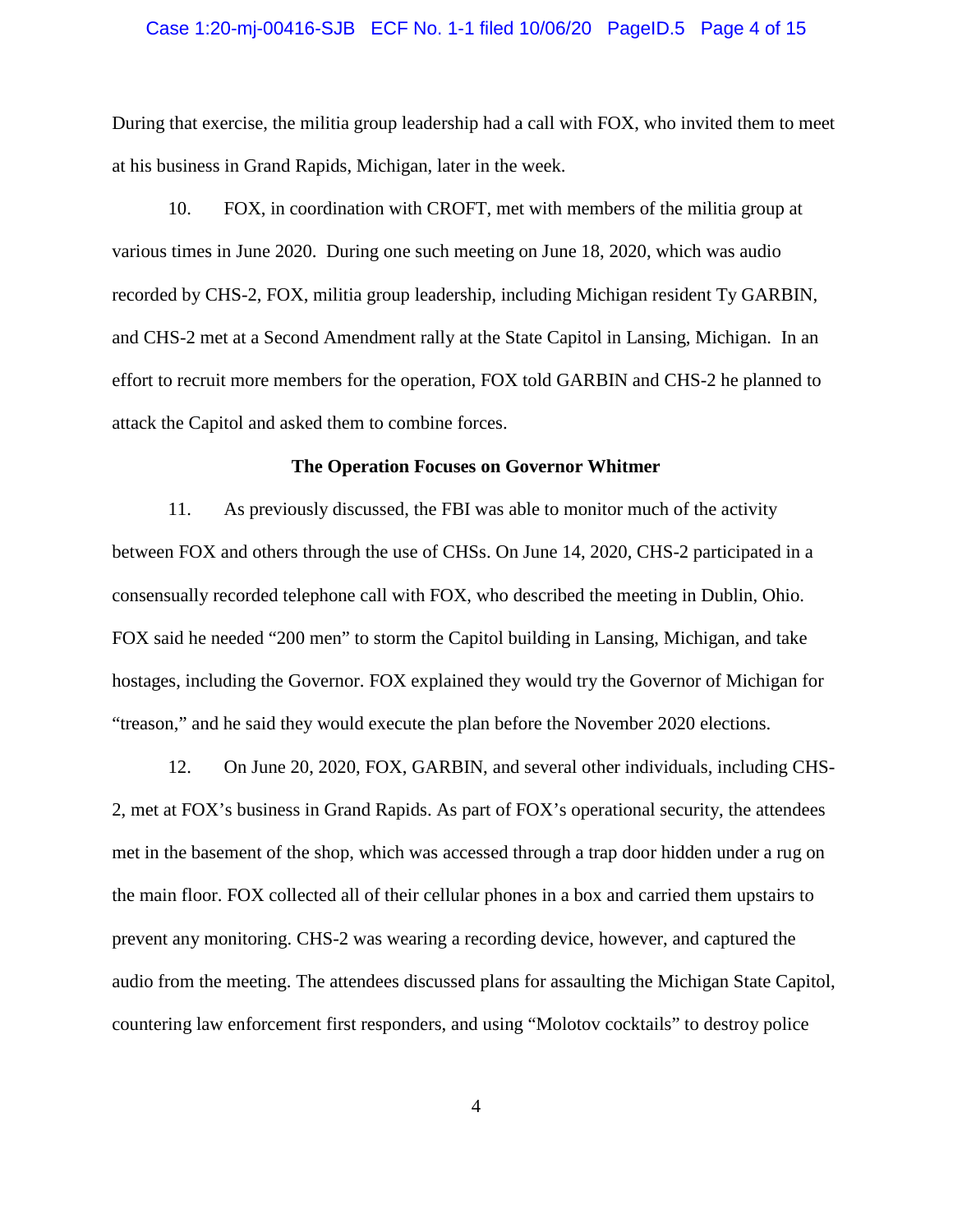During that exercise, the militia group leadership had a call with FOX, who invited them to meet at his business in Grand Rapids, Michigan, later in the week.

10. FOX, in coordination with CROFT, met with members of the militia group at various times in June 2020. During one such meeting on June 18, 2020, which was audio recorded by CHS-2, FOX, militia group leadership, including Michigan resident Ty GARBIN, and CHS-2 met at a Second Amendment rally at the State Capitol in Lansing, Michigan. In an effort to recruit more members for the operation, FOX told GARBIN and CHS-2 he planned to attack the Capitol and asked them to combine forces.

**The Operation Focuses on Governor Whitmer**

11. As previously discussed, the FBI was able to monitor much of the activity between FOX and others through the use of CHSs. On June 14, 2020, CHS-2 participated in a consensually recorded telephone call with FOX, who described the meeting in Dublin, Ohio. FOX said he needed "200 men" to storm the Capitol building in Lansing, Michigan, and take hostages, including the Governor. FOX explained they would try the Governor of Michigan for "treason," and he said they would execute the plan before the November 2020 elections.

12. On June 20, 2020, FOX, GARBIN, and several other individuals, including CHS-2, met at FOX's business in Grand Rapids. As part of FOX's operational security, the attendees met in the basement of the shop, which was accessed through a trap door hidden under a rug on the main floor. FOX collected all of their cellular phones in a box and carried them upstairs to prevent any monitoring. CHS-2 was wearing a recording device, however, and captured the audio from the meeting. The attendees discussed plans for assaulting the Michigan State Capitol, countering law enforcement first responders, and using "Molotov cocktails" to destroy police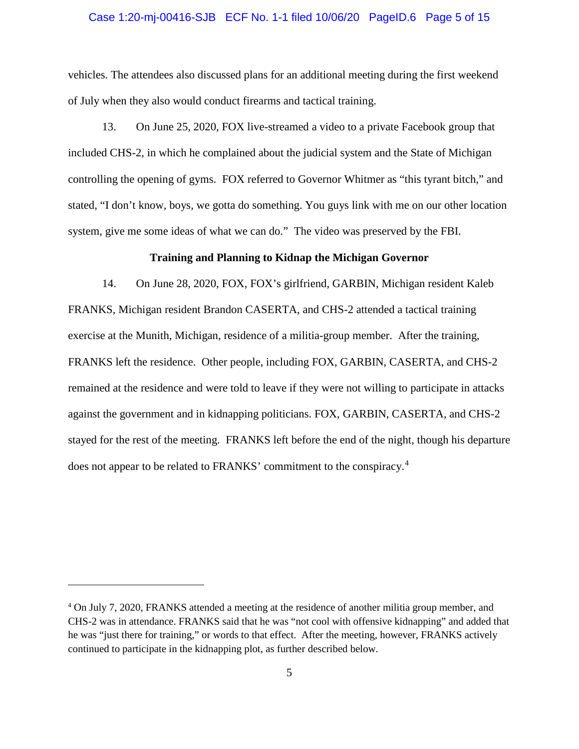vehicles. The attendees also discussed plans for an additional meeting during the first weekend of July when they also would conduct firearms and tactical training.

13. On June 25, 2020, FOX live-streamed a video to a private Facebook group that included CHS-2, in which he complained about the judicial system and the State of Michigan controlling the opening of gyms. FOX referred to Governor Whitmer as "this tyrant bitch," and stated, "I don't know, boys, we gotta do something. You guys link with me on our other location system, give me some ideas of what we can do." The video was preserved by the FBI.

### Training and Planning to Kidnap the Michigan Governor

14. On June 28, 2020, FOX, FOX's girlfriend, GARBIN, Michigan resident Kaleb FRANKS, Michigan resident Brandon CASERTA, and CHS-2 attended a tactical training exercise at the Munith, Michigan, residence of a militia-group member. After the training, FRANKS left the residence. Other people, including FOX, GARBIN, CASERTA, and CHS-2 remained at the residence and were told to leave if they were not willing to participate in attacks against the government and in kidnapping politicians. FOX, GARBIN, CASERTA, and CHS-2 stayed for the rest of the meeting. FRANKS left before the end of the night, though his departure does not appear to be related to FRANKS' commitment to the conspiracy.[4]

---

[4] On July 7, 2020, FRANKS attended a meeting at the residence of another militia group member, and CHS-2 was in attendance. FRANKS said that he was "not cool with offensive kidnapping" and added that he was "just there for training," or words to that effect. After the meeting, however, FRANKS actively continued to participate in the kidnapping plot, as further described below.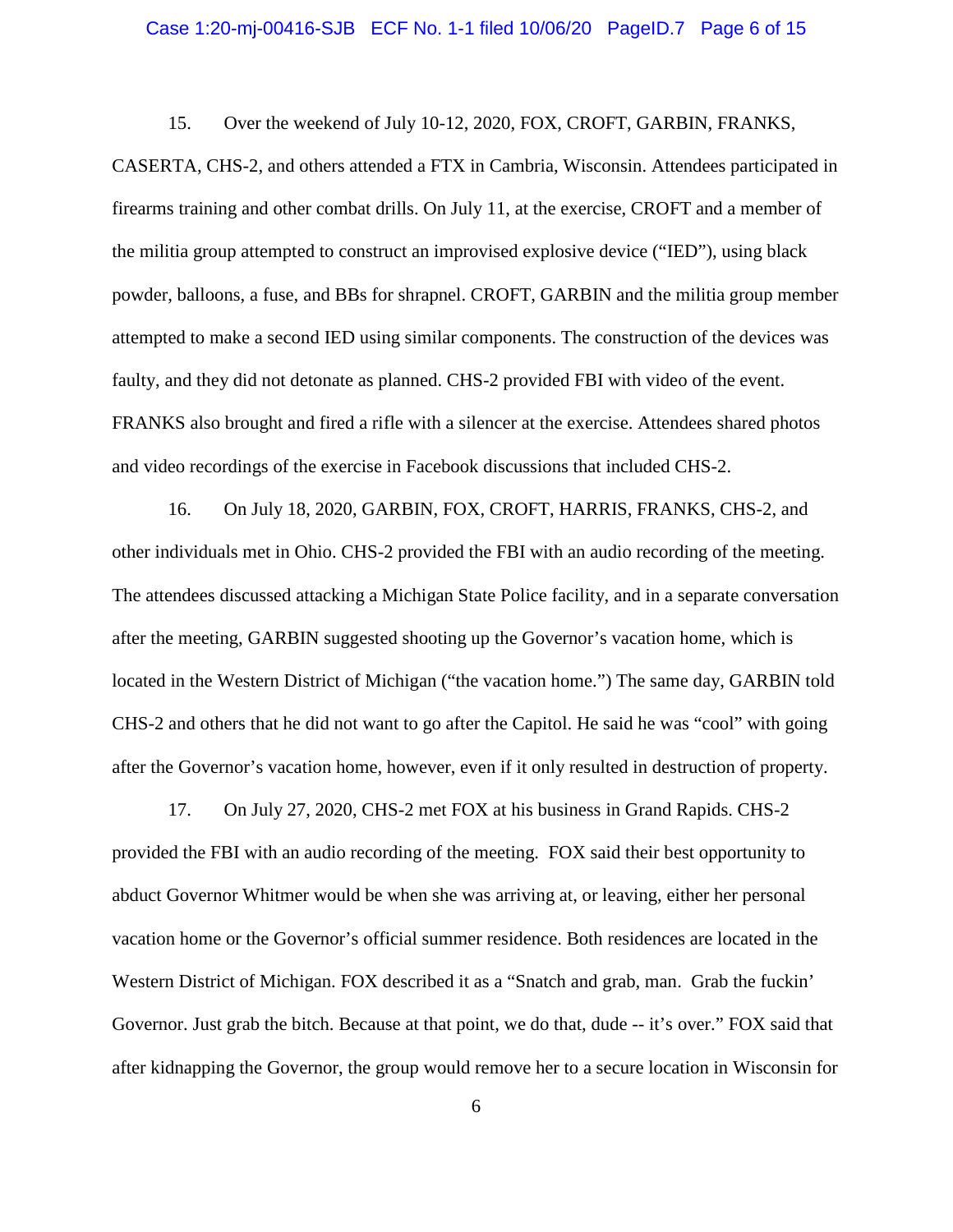15. Over the weekend of July 10-12, 2020, FOX, CROFT, GARBIN, FRANKS, CASERTA, CHS-2, and others attended a FTX in Cambria, Wisconsin. Attendees participated in firearms training and other combat drills. On July 11, at the exercise, CROFT and a member of the militia group attempted to construct an improvised explosive device ("IED"), using black powder, balloons, a fuse, and BBs for shrapnel. CROFT, GARBIN and the militia group member attempted to make a second IED using similar components. The construction of the devices was faulty, and they did not detonate as planned. CHS-2 provided FBI with video of the event. FRANKS also brought and fired a rifle with a silencer at the exercise. Attendees shared photos and video recordings of the exercise in Facebook discussions that included CHS-2.

16. On July 18, 2020, GARBIN, FOX, CROFT, HARRIS, FRANKS, CHS-2, and other individuals met in Ohio. CHS-2 provided the FBI with an audio recording of the meeting. The attendees discussed attacking a Michigan State Police facility, and in a separate conversation after the meeting, GARBIN suggested shooting up the Governor's vacation home, which is located in the Western District of Michigan ("the vacation home.") The same day, GARBIN told CHS-2 and others that he did not want to go after the Capitol. He said he was "cool" with going after the Governor's vacation home, however, even if it only resulted in destruction of property.

17. On July 27, 2020, CHS-2 met FOX at his business in Grand Rapids. CHS-2 provided the FBI with an audio recording of the meeting. FOX said their best opportunity to abduct Governor Whitmer would be when she was arriving at, or leaving, either her personal vacation home or the Governor's official summer residence. Both residences are located in the Western District of Michigan. FOX described it as a "Snatch and grab, man. Grab the fuckin' Governor. Just grab the bitch. Because at that point, we do that, dude -- it's over." FOX said that after kidnapping the Governor, the group would remove her to a secure location in Wisconsin for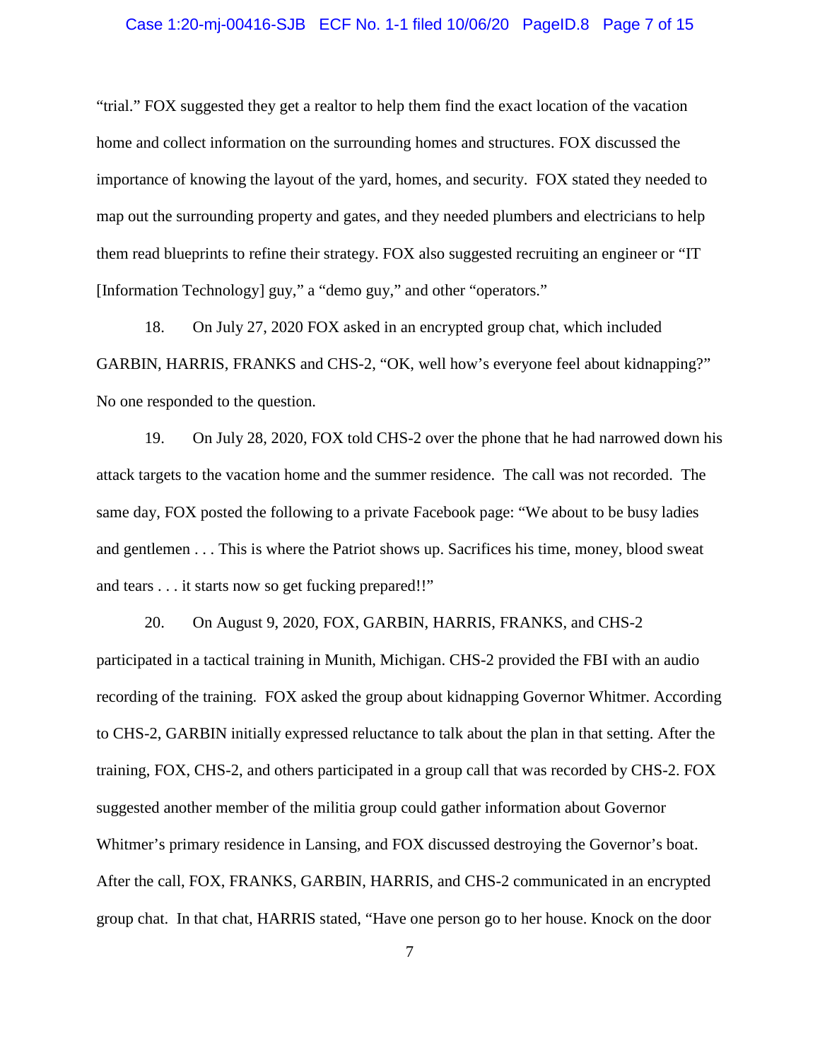"trial." FOX suggested they get a realtor to help them find the exact location of the vacation home and collect information on the surrounding homes and structures. FOX discussed the importance of knowing the layout of the yard, homes, and security. FOX stated they needed to map out the surrounding property and gates, and they needed plumbers and electricians to help them read blueprints to refine their strategy. FOX also suggested recruiting an engineer or "IT [Information Technology] guy," a "demo guy," and other "operators."

18. On July 27, 2020 FOX asked in an encrypted group chat, which included GARBIN, HARRIS, FRANKS and CHS-2, "OK, well how's everyone feel about kidnapping?" No one responded to the question.

19. On July 28, 2020, FOX told CHS-2 over the phone that he had narrowed down his attack targets to the vacation home and the summer residence. The call was not recorded. The same day, FOX posted the following to a private Facebook page: "We about to be busy ladies and gentlemen . . . This is where the Patriot shows up. Sacrifices his time, money, blood sweat and tears . . . it starts now so get fucking prepared!!"

20. On August 9, 2020, FOX, GARBIN, HARRIS, FRANKS, and CHS-2 participated in a tactical training in Munith, Michigan. CHS-2 provided the FBI with an audio recording of the training. FOX asked the group about kidnapping Governor Whitmer. According to CHS-2, GARBIN initially expressed reluctance to talk about the plan in that setting. After the training, FOX, CHS-2, and others participated in a group call that was recorded by CHS-2. FOX suggested another member of the militia group could gather information about Governor Whitmer's primary residence in Lansing, and FOX discussed destroying the Governor's boat. After the call, FOX, FRANKS, GARBIN, HARRIS, and CHS-2 communicated in an encrypted group chat. In that chat, HARRIS stated, "Have one person go to her house. Knock on the door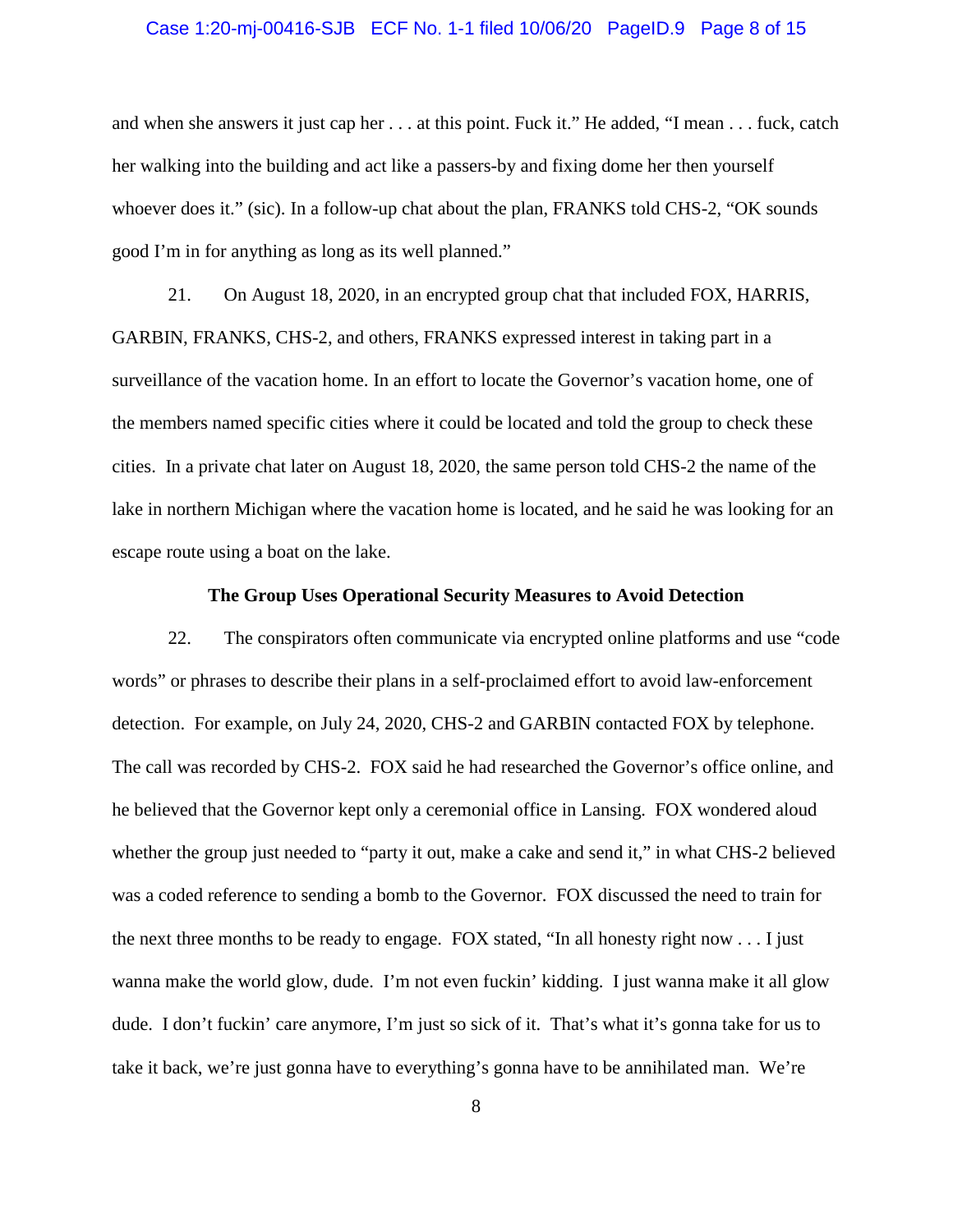and when she answers it just cap her . . . at this point. Fuck it." He added, "I mean . . . fuck, catch her walking into the building and act like a passers-by and fixing dome her then yourself whoever does it." (sic). In a follow-up chat about the plan, FRANKS told CHS-2, "OK sounds good I'm in for anything as long as its well planned."

21. On August 18, 2020, in an encrypted group chat that included FOX, HARRIS, GARBIN, FRANKS, CHS-2, and others, FRANKS expressed interest in taking part in a surveillance of the vacation home. In an effort to locate the Governor's vacation home, one of the members named specific cities where it could be located and told the group to check these cities. In a private chat later on August 18, 2020, the same person told CHS-2 the name of the lake in northern Michigan where the vacation home is located, and he said he was looking for an escape route using a boat on the lake.

**The Group Uses Operational Security Measures to Avoid Detection**

22. The conspirators often communicate via encrypted online platforms and use "code words" or phrases to describe their plans in a self-proclaimed effort to avoid law-enforcement detection. For example, on July 24, 2020, CHS-2 and GARBIN contacted FOX by telephone. The call was recorded by CHS-2. FOX said he had researched the Governor's office online, and he believed that the Governor kept only a ceremonial office in Lansing. FOX wondered aloud whether the group just needed to "party it out, make a cake and send it," in what CHS-2 believed was a coded reference to sending a bomb to the Governor. FOX discussed the need to train for the next three months to be ready to engage. FOX stated, "In all honesty right now . . . I just wanna make the world glow, dude. I'm not even fuckin' kidding. I just wanna make it all glow dude. I don't fuckin' care anymore, I'm just so sick of it. That's what it's gonna take for us to take it back, we're just gonna have to everything's gonna have to be annihilated man. We're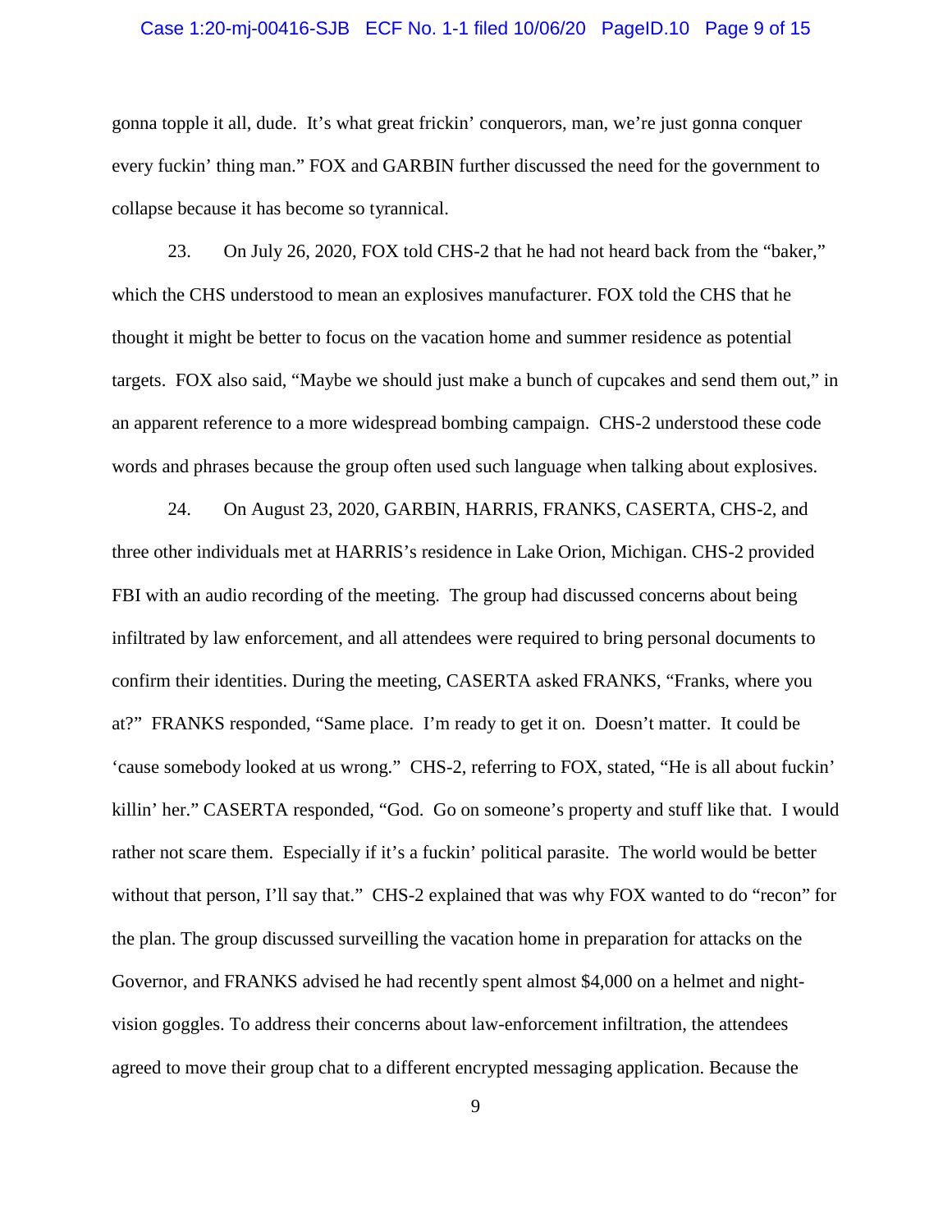gonna topple it all, dude. It's what great frickin' conquerors, man, we're just gonna conquer every fuckin' thing man." FOX and GARBIN further discussed the need for the government to collapse because it has become so tyrannical.

23. On July 26, 2020, FOX told CHS-2 that he had not heard back from the "baker," which the CHS understood to mean an explosives manufacturer. FOX told the CHS that he thought it might be better to focus on the vacation home and summer residence as potential targets. FOX also said, "Maybe we should just make a bunch of cupcakes and send them out," in an apparent reference to a more widespread bombing campaign. CHS-2 understood these code words and phrases because the group often used such language when talking about explosives.

24. On August 23, 2020, GARBIN, HARRIS, FRANKS, CASERTA, CHS-2, and three other individuals met at HARRIS's residence in Lake Orion, Michigan. CHS-2 provided FBI with an audio recording of the meeting. The group had discussed concerns about being infiltrated by law enforcement, and all attendees were required to bring personal documents to confirm their identities. During the meeting, CASERTA asked FRANKS, "Franks, where you at?" FRANKS responded, "Same place. I'm ready to get it on. Doesn't matter. It could be 'cause somebody looked at us wrong." CHS-2, referring to FOX, stated, "He is all about fuckin' killin' her." CASERTA responded, "God. Go on someone's property and stuff like that. I would rather not scare them. Especially if it's a fuckin' political parasite. The world would be better without that person, I'll say that." CHS-2 explained that was why FOX wanted to do "recon" for the plan. The group discussed surveilling the vacation home in preparation for attacks on the Governor, and FRANKS advised he had recently spent almost $4,000 on a helmet and night-vision goggles. To address their concerns about law-enforcement infiltration, the attendees agreed to move their group chat to a different encrypted messaging application. Because the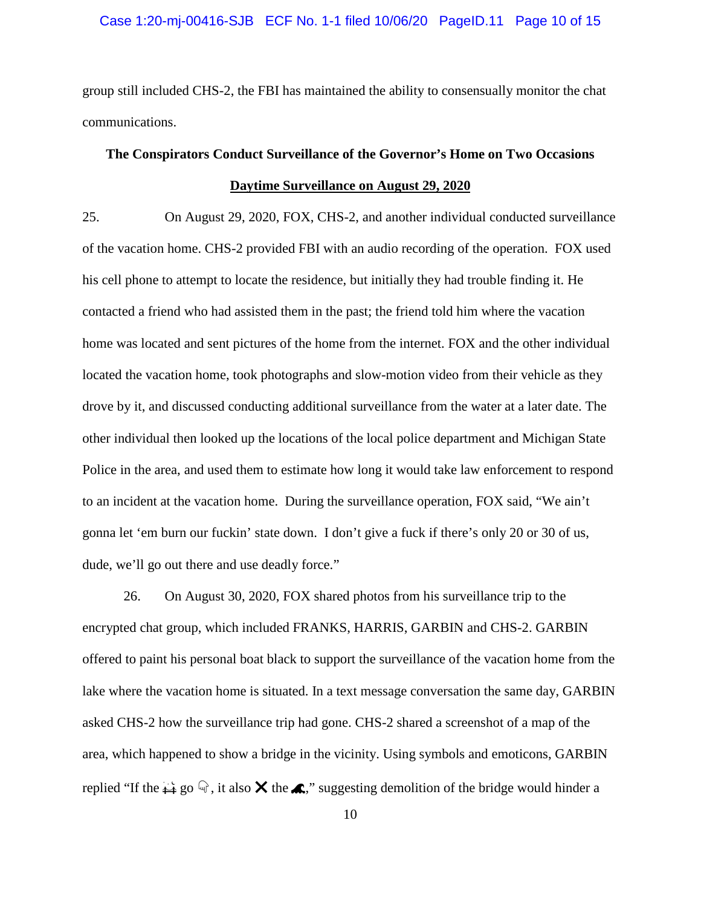group still included CHS-2, the FBI has maintained the ability to consensually monitor the chat communications.

**The Conspirators Conduct Surveillance of the Governor's Home on Two Occasions**

**Daytime Surveillance on August 29, 2020**

25. On August 29, 2020, FOX, CHS-2, and another individual conducted surveillance of the vacation home. CHS-2 provided FBI with an audio recording of the operation. FOX used his cell phone to attempt to locate the residence, but initially they had trouble finding it. He contacted a friend who had assisted them in the past; the friend told him where the vacation home was located and sent pictures of the home from the internet. FOX and the other individual located the vacation home, took photographs and slow-motion video from their vehicle as they drove by it, and discussed conducting additional surveillance from the water at a later date. The other individual then looked up the locations of the local police department and Michigan State Police in the area, and used them to estimate how long it would take law enforcement to respond to an incident at the vacation home. During the surveillance operation, FOX said, "We ain't gonna let 'em burn our fuckin' state down. I don't give a fuck if there's only 20 or 30 of us, dude, we'll go out there and use deadly force."

26. On August 30, 2020, FOX shared photos from his surveillance trip to the encrypted chat group, which included FRANKS, HARRIS, GARBIN and CHS-2. GARBIN offered to paint his personal boat black to support the surveillance of the vacation home from the lake where the vacation home is situated. In a text message conversation the same day, GARBIN asked CHS-2 how the surveillance trip had gone. CHS-2 shared a screenshot of a map of the area, which happened to show a bridge in the vicinity. Using symbols and emoticons, GARBIN replied "If the 🌉 go 👇, it also ❌ the 🚓," suggesting demolition of the bridge would hinder a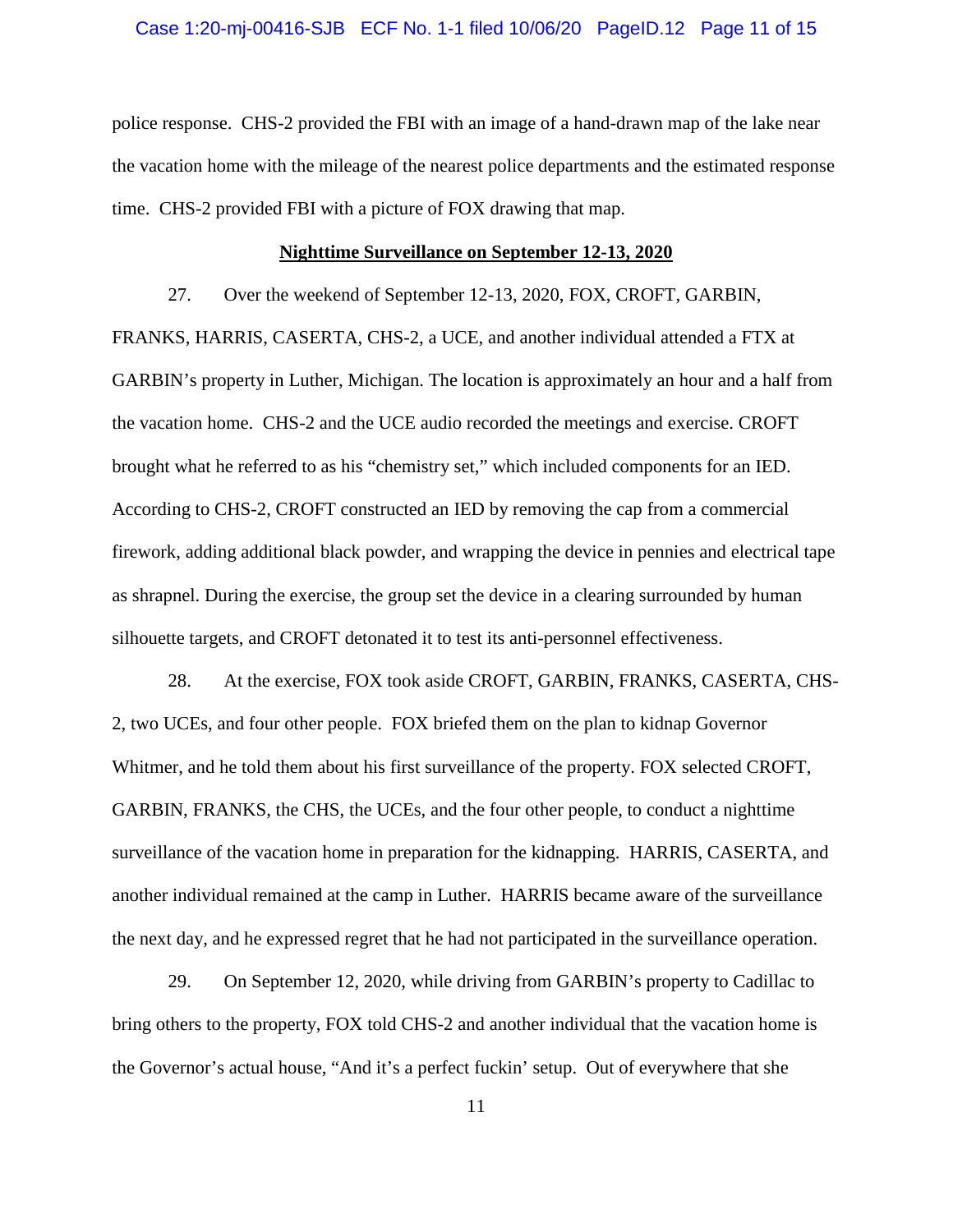police response. CHS-2 provided the FBI with an image of a hand-drawn map of the lake near the vacation home with the mileage of the nearest police departments and the estimated response time. CHS-2 provided FBI with a picture of FOX drawing that map.

**Nighttime Surveillance on September 12-13, 2020**

27. Over the weekend of September 12-13, 2020, FOX, CROFT, GARBIN, FRANKS, HARRIS, CASERTA, CHS-2, a UCE, and another individual attended a FTX at GARBIN's property in Luther, Michigan. The location is approximately an hour and a half from the vacation home. CHS-2 and the UCE audio recorded the meetings and exercise. CROFT brought what he referred to as his "chemistry set," which included components for an IED. According to CHS-2, CROFT constructed an IED by removing the cap from a commercial firework, adding additional black powder, and wrapping the device in pennies and electrical tape as shrapnel. During the exercise, the group set the device in a clearing surrounded by human silhouette targets, and CROFT detonated it to test its anti-personnel effectiveness.

28. At the exercise, FOX took aside CROFT, GARBIN, FRANKS, CASERTA, CHS-2, two UCEs, and four other people. FOX briefed them on the plan to kidnap Governor Whitmer, and he told them about his first surveillance of the property. FOX selected CROFT, GARBIN, FRANKS, the CHS, the UCEs, and the four other people, to conduct a nighttime surveillance of the vacation home in preparation for the kidnapping. HARRIS, CASERTA, and another individual remained at the camp in Luther. HARRIS became aware of the surveillance the next day, and he expressed regret that he had not participated in the surveillance operation.

29. On September 12, 2020, while driving from GARBIN's property to Cadillac to bring others to the property, FOX told CHS-2 and another individual that the vacation home is the Governor's actual house, "And it's a perfect fuckin' setup. Out of everywhere that she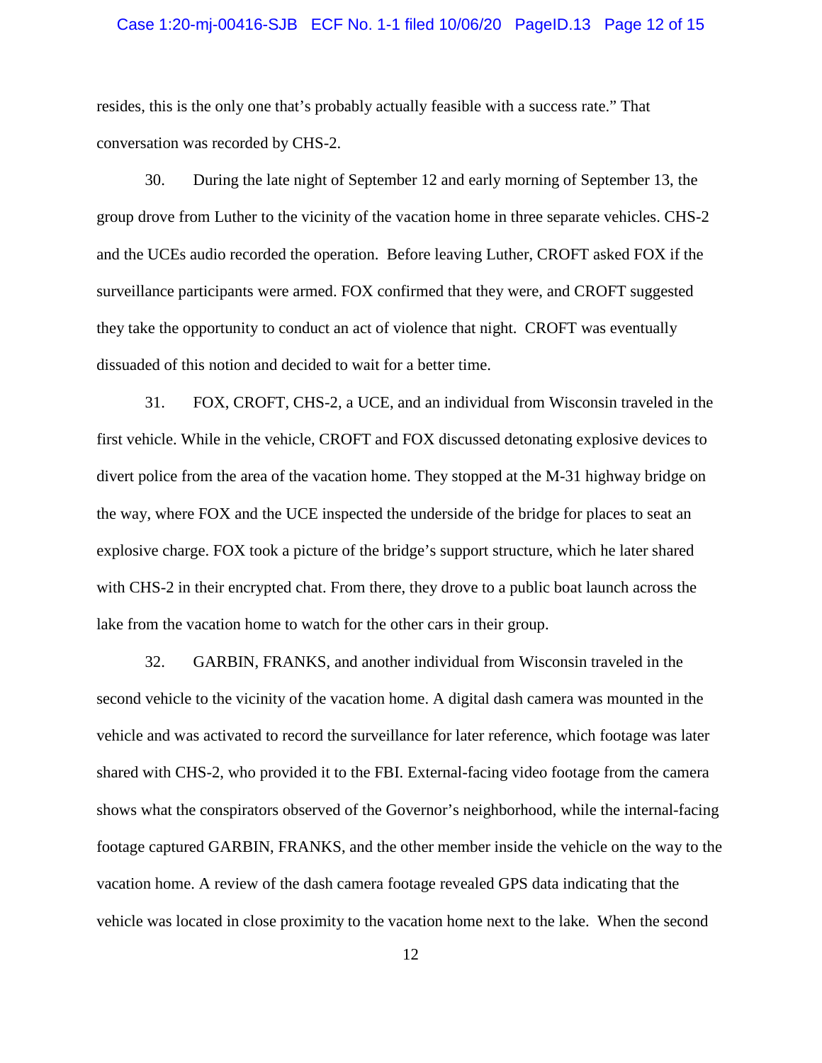resides, this is the only one that's probably actually feasible with a success rate." That conversation was recorded by CHS-2.

30. During the late night of September 12 and early morning of September 13, the group drove from Luther to the vicinity of the vacation home in three separate vehicles. CHS-2 and the UCEs audio recorded the operation. Before leaving Luther, CROFT asked FOX if the surveillance participants were armed. FOX confirmed that they were, and CROFT suggested they take the opportunity to conduct an act of violence that night. CROFT was eventually dissuaded of this notion and decided to wait for a better time.

31. FOX, CROFT, CHS-2, a UCE, and an individual from Wisconsin traveled in the first vehicle. While in the vehicle, CROFT and FOX discussed detonating explosive devices to divert police from the area of the vacation home. They stopped at the M-31 highway bridge on the way, where FOX and the UCE inspected the underside of the bridge for places to seat an explosive charge. FOX took a picture of the bridge's support structure, which he later shared with CHS-2 in their encrypted chat. From there, they drove to a public boat launch across the lake from the vacation home to watch for the other cars in their group.

32. GARBIN, FRANKS, and another individual from Wisconsin traveled in the second vehicle to the vicinity of the vacation home. A digital dash camera was mounted in the vehicle and was activated to record the surveillance for later reference, which footage was later shared with CHS-2, who provided it to the FBI. External-facing video footage from the camera shows what the conspirators observed of the Governor's neighborhood, while the internal-facing footage captured GARBIN, FRANKS, and the other member inside the vehicle on the way to the vacation home. A review of the dash camera footage revealed GPS data indicating that the vehicle was located in close proximity to the vacation home next to the lake. When the second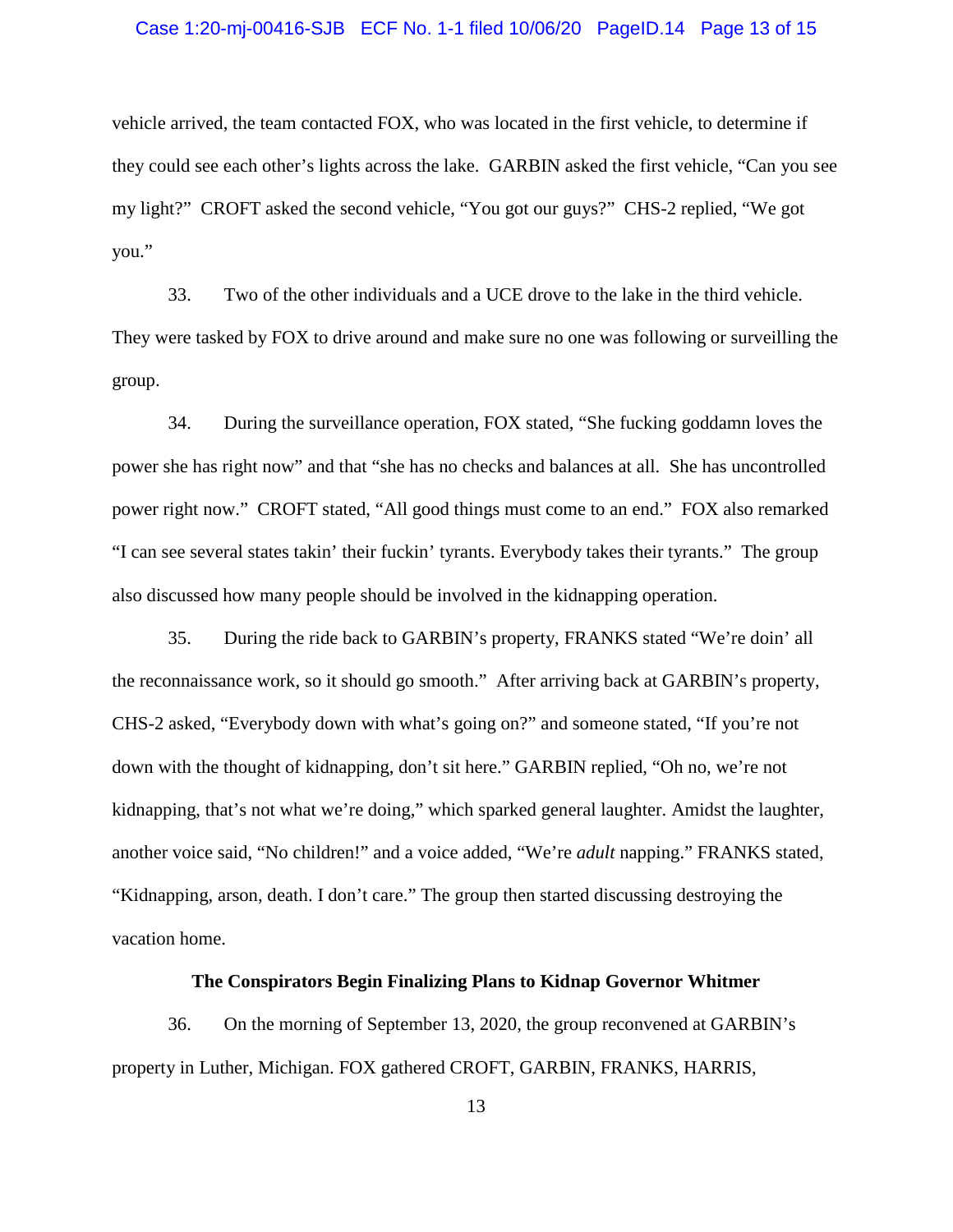vehicle arrived, the team contacted FOX, who was located in the first vehicle, to determine if they could see each other's lights across the lake. GARBIN asked the first vehicle, "Can you see my light?" CROFT asked the second vehicle, "You got our guys?" CHS-2 replied, "We got you."

33. Two of the other individuals and a UCE drove to the lake in the third vehicle. They were tasked by FOX to drive around and make sure no one was following or surveilling the group.

34. During the surveillance operation, FOX stated, "She fucking goddamn loves the power she has right now" and that "she has no checks and balances at all. She has uncontrolled power right now." CROFT stated, "All good things must come to an end." FOX also remarked "I can see several states takin' their fuckin' tyrants. Everybody takes their tyrants." The group also discussed how many people should be involved in the kidnapping operation.

35. During the ride back to GARBIN's property, FRANKS stated "We're doin' all the reconnaissance work, so it should go smooth." After arriving back at GARBIN's property, CHS-2 asked, "Everybody down with what's going on?" and someone stated, "If you're not down with the thought of kidnapping, don't sit here." GARBIN replied, "Oh no, we're not kidnapping, that's not what we're doing," which sparked general laughter. Amidst the laughter, another voice said, "No children!" and a voice added, "We're *adult* napping." FRANKS stated, "Kidnapping, arson, death. I don't care." The group then started discussing destroying the vacation home.

**The Conspirators Begin Finalizing Plans to Kidnap Governor Whitmer**

36. On the morning of September 13, 2020, the group reconvened at GARBIN's property in Luther, Michigan. FOX gathered CROFT, GARBIN, FRANKS, HARRIS,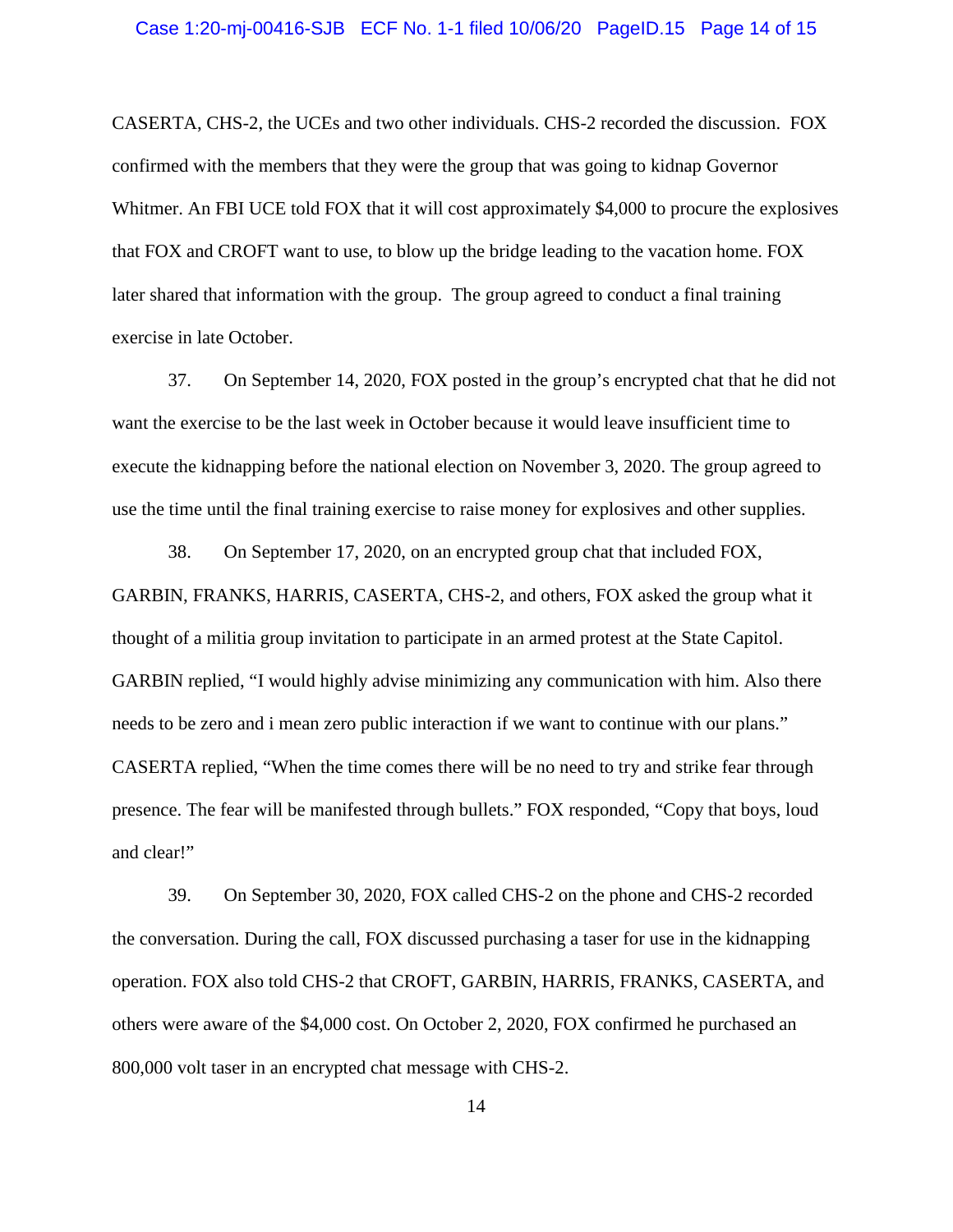CASERTA, CHS-2, the UCEs and two other individuals. CHS-2 recorded the discussion. FOX confirmed with the members that they were the group that was going to kidnap Governor Whitmer. An FBI UCE told FOX that it will cost approximately $4,000 to procure the explosives that FOX and CROFT want to use, to blow up the bridge leading to the vacation home. FOX later shared that information with the group. The group agreed to conduct a final training exercise in late October.

37. On September 14, 2020, FOX posted in the group's encrypted chat that he did not want the exercise to be the last week in October because it would leave insufficient time to execute the kidnapping before the national election on November 3, 2020. The group agreed to use the time until the final training exercise to raise money for explosives and other supplies.

38. On September 17, 2020, on an encrypted group chat that included FOX, GARBIN, FRANKS, HARRIS, CASERTA, CHS-2, and others, FOX asked the group what it thought of a militia group invitation to participate in an armed protest at the State Capitol. GARBIN replied, "I would highly advise minimizing any communication with him. Also there needs to be zero and i mean zero public interaction if we want to continue with our plans." CASERTA replied, "When the time comes there will be no need to try and strike fear through presence. The fear will be manifested through bullets." FOX responded, "Copy that boys, loud and clear!"

39. On September 30, 2020, FOX called CHS-2 on the phone and CHS-2 recorded the conversation. During the call, FOX discussed purchasing a taser for use in the kidnapping operation. FOX also told CHS-2 that CROFT, GARBIN, HARRIS, FRANKS, CASERTA, and others were aware of the $4,000 cost. On October 2, 2020, FOX confirmed he purchased an 800,000 volt taser in an encrypted chat message with CHS-2.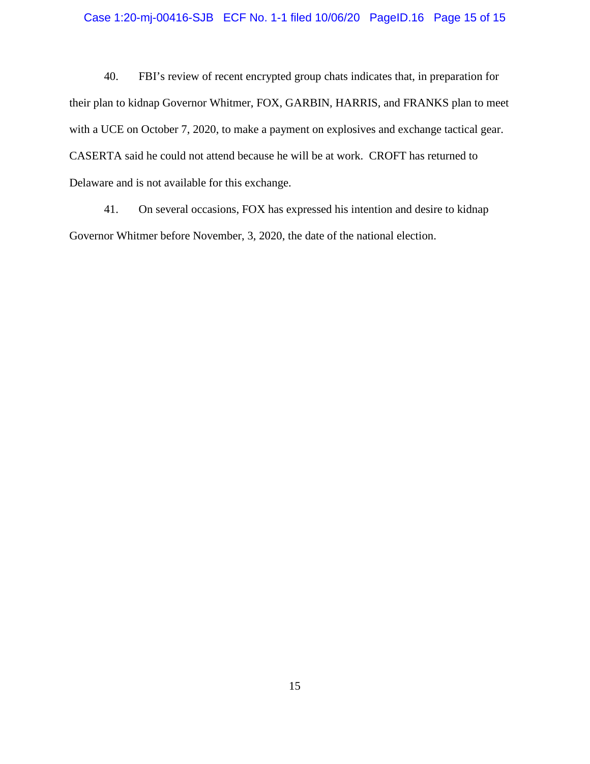40. FBI's review of recent encrypted group chats indicates that, in preparation for their plan to kidnap Governor Whitmer, FOX, GARBIN, HARRIS, and FRANKS plan to meet with a UCE on October 7, 2020, to make a payment on explosives and exchange tactical gear. CASERTA said he could not attend because he will be at work. CROFT has returned to Delaware and is not available for this exchange.

41. On several occasions, FOX has expressed his intention and desire to kidnap Governor Whitmer before November, 3, 2020, the date of the national election.